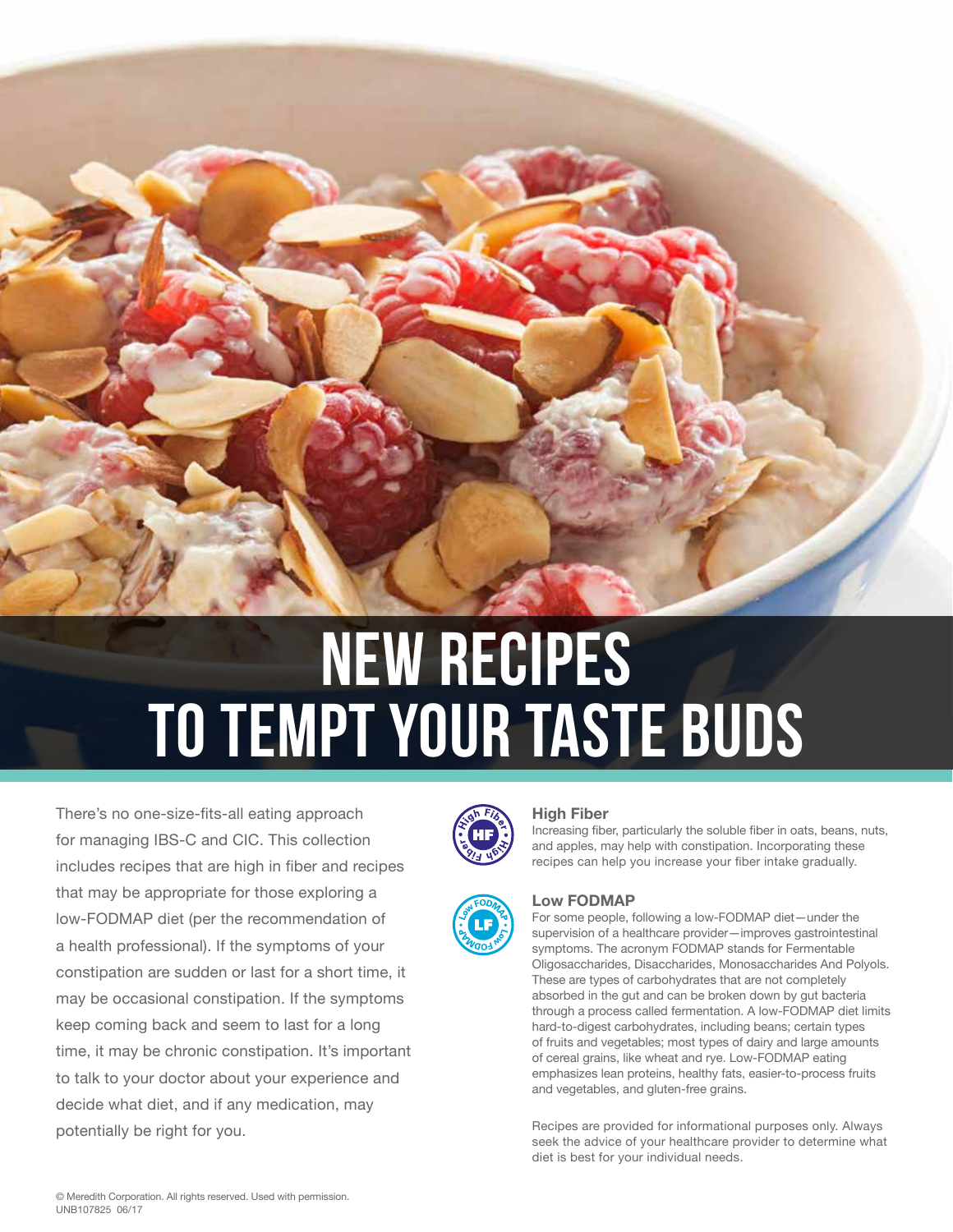# NEW RECIPES TO TEMPT YOUR TASTE BUDS

There's no one-size-fits-all eating approach for managing IBS-C and CIC. This collection includes recipes that are high in fiber and recipes that may be appropriate for those exploring a low-FODMAP diet (per the recommendation of a health professional). If the symptoms of your constipation are sudden or last for a short time, it may be occasional constipation. If the symptoms keep coming back and seem to last for a long time, it may be chronic constipation. It's important to talk to your doctor about your experience and decide what diet, and if any medication, may potentially be right for you.

### High Fiber

Increasing fiber, particularly the soluble fiber in oats, beans, nuts, and apples, may help with constipation. Incorporating these recipes can help you increase your fiber intake gradually.

### Low FODMAP

For some people, following a low-FODMAP diet—under the supervision of a healthcare provider—improves gastrointestinal symptoms. The acronym FODMAP stands for Fermentable Oligosaccharides, Disaccharides, Monosaccharides And Polyols. These are types of carbohydrates that are not completely absorbed in the gut and can be broken down by gut bacteria through a process called fermentation. A low-FODMAP diet limits hard-to-digest carbohydrates, including beans; certain types of fruits and vegetables; most types of dairy and large amounts of cereal grains, like wheat and rye. Low-FODMAP eating emphasizes lean proteins, healthy fats, easier-to-process fruits and vegetables, and gluten-free grains.

Recipes are provided for informational purposes only. Always seek the advice of your healthcare provider to determine what diet is best for your individual needs.

© Meredith Corporation. All rights reserved. Used with permission.
UNB107825 06/17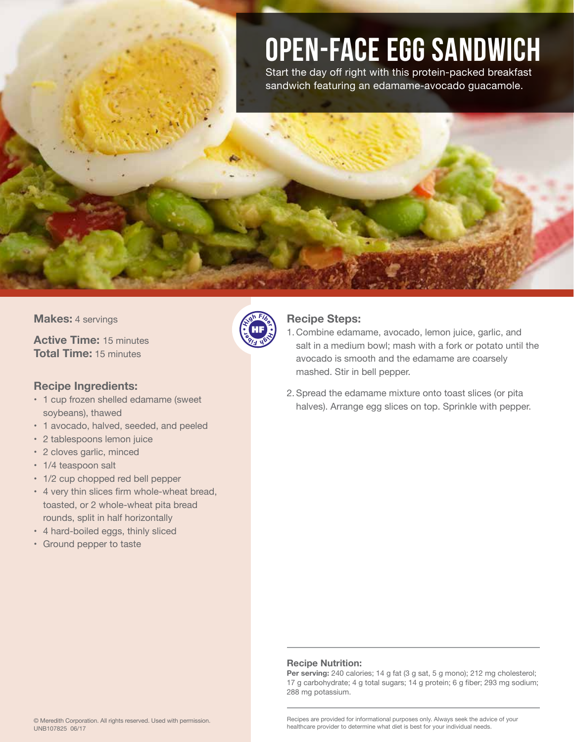# OPEN-FACE EGG SANDWICH

Start the day off right with this protein-packed breakfast sandwich featuring an edamame-avocado guacamole.

**Makes:** 4 servings

**Active Time:** 15 minutes
**Total Time:** 15 minutes

High Fiber HF

### Recipe Ingredients:

- 1 cup frozen shelled edamame (sweet soybeans), thawed
- 1 avocado, halved, seeded, and peeled
- 2 tablespoons lemon juice
- 2 cloves garlic, minced
- 1/4 teaspoon salt
- 1/2 cup chopped red bell pepper
- 4 very thin slices firm whole-wheat bread, toasted, or 2 whole-wheat pita bread rounds, split in half horizontally
- 4 hard-boiled eggs, thinly sliced
- Ground pepper to taste

### Recipe Steps:

1. Combine edamame, avocado, lemon juice, garlic, and salt in a medium bowl; mash with a fork or potato until the avocado is smooth and the edamame are coarsely mashed. Stir in bell pepper.
2. Spread the edamame mixture onto toast slices (or pita halves). Arrange egg slices on top. Sprinkle with pepper.

### Recipe Nutrition:

**Per serving:** 240 calories; 14 g fat (3 g sat, 5 g mono); 212 mg cholesterol; 17 g carbohydrate; 4 g total sugars; 14 g protein; 6 g fiber; 293 mg sodium; 288 mg potassium.

Recipes are provided for informational purposes only. Always seek the advice of your healthcare provider to determine what diet is best for your individual needs.

© Meredith Corporation. All rights reserved. Used with permission.
UNB107825 06/17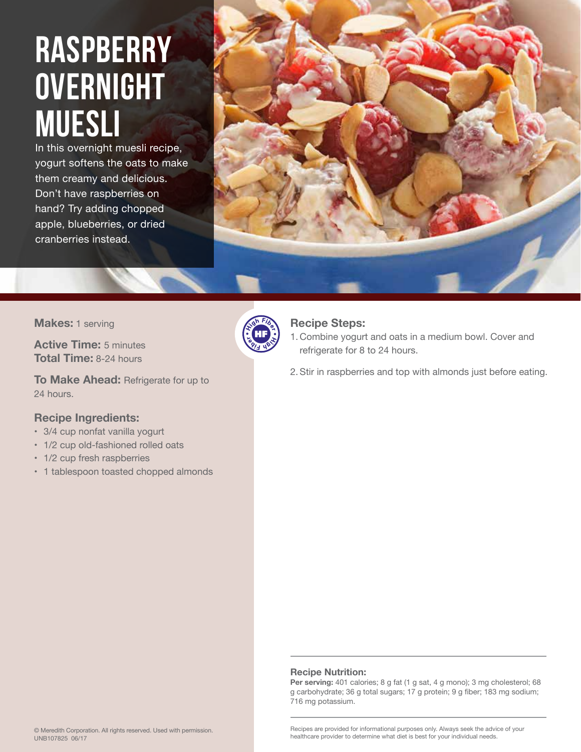# RASPBERRY OVERNIGHT MUESLI

In this overnight muesli recipe, yogurt softens the oats to make them creamy and delicious. Don't have raspberries on hand? Try adding chopped apple, blueberries, or dried cranberries instead.

**Makes:** 1 serving

**Active Time:** 5 minutes
**Total Time:** 8-24 hours

**To Make Ahead:** Refrigerate for up to 24 hours.

## Recipe Ingredients:

- 3/4 cup nonfat vanilla yogurt
- 1/2 cup old-fashioned rolled oats
- 1/2 cup fresh raspberries
- 1 tablespoon toasted chopped almonds

High Fiber HF

## Recipe Steps:

1. Combine yogurt and oats in a medium bowl. Cover and refrigerate for 8 to 24 hours.
2. Stir in raspberries and top with almonds just before eating.

## Recipe Nutrition:

**Per serving:** 401 calories; 8 g fat (1 g sat, 4 g mono); 3 mg cholesterol; 68 g carbohydrate; 36 g total sugars; 17 g protein; 9 g fiber; 183 mg sodium; 716 mg potassium.

Recipes are provided for informational purposes only. Always seek the advice of your healthcare provider to determine what diet is best for your individual needs.

© Meredith Corporation. All rights reserved. Used with permission.
UNB107825 06/17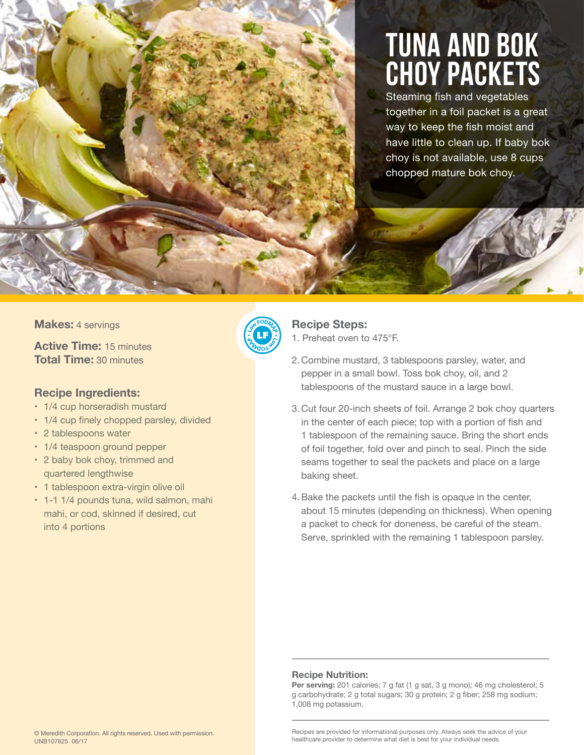# TUNA AND BOK CHOY PACKETS

Steaming fish and vegetables together in a foil packet is a great way to keep the fish moist and have little to clean up. If baby bok choy is not available, use 8 cups chopped mature bok choy.

**Makes:** 4 servings

**Active Time:** 15 minutes
**Total Time:** 30 minutes

LF Low FODMAP

## Recipe Ingredients:

- 1/4 cup horseradish mustard
- 1/4 cup finely chopped parsley, divided
- 2 tablespoons water
- 1/4 teaspoon ground pepper
- 2 baby bok choy, trimmed and quartered lengthwise
- 1 tablespoon extra-virgin olive oil
- 1-1 1/4 pounds tuna, wild salmon, mahi mahi, or cod, skinned if desired, cut into 4 portions

## Recipe Steps:

1. Preheat oven to 475°F.
2. Combine mustard, 3 tablespoons parsley, water, and pepper in a small bowl. Toss bok choy, oil, and 2 tablespoons of the mustard sauce in a large bowl.
3. Cut four 20-inch sheets of foil. Arrange 2 bok choy quarters in the center of each piece; top with a portion of fish and 1 tablespoon of the remaining sauce. Bring the short ends of foil together, fold over and pinch to seal. Pinch the side seams together to seal the packets and place on a large baking sheet.
4. Bake the packets until the fish is opaque in the center, about 15 minutes (depending on thickness). When opening a packet to check for doneness, be careful of the steam. Serve, sprinkled with the remaining 1 tablespoon parsley.

### Recipe Nutrition:

**Per serving:** 201 calories; 7 g fat (1 g sat, 3 g mono); 46 mg cholesterol; 5 g carbohydrate; 2 g total sugars; 30 g protein; 2 g fiber; 258 mg sodium; 1,008 mg potassium.

Recipes are provided for informational purposes only. Always seek the advice of your healthcare provider to determine what diet is best for your individual needs.

© Meredith Corporation. All rights reserved. Used with permission.
UNB107825 06/17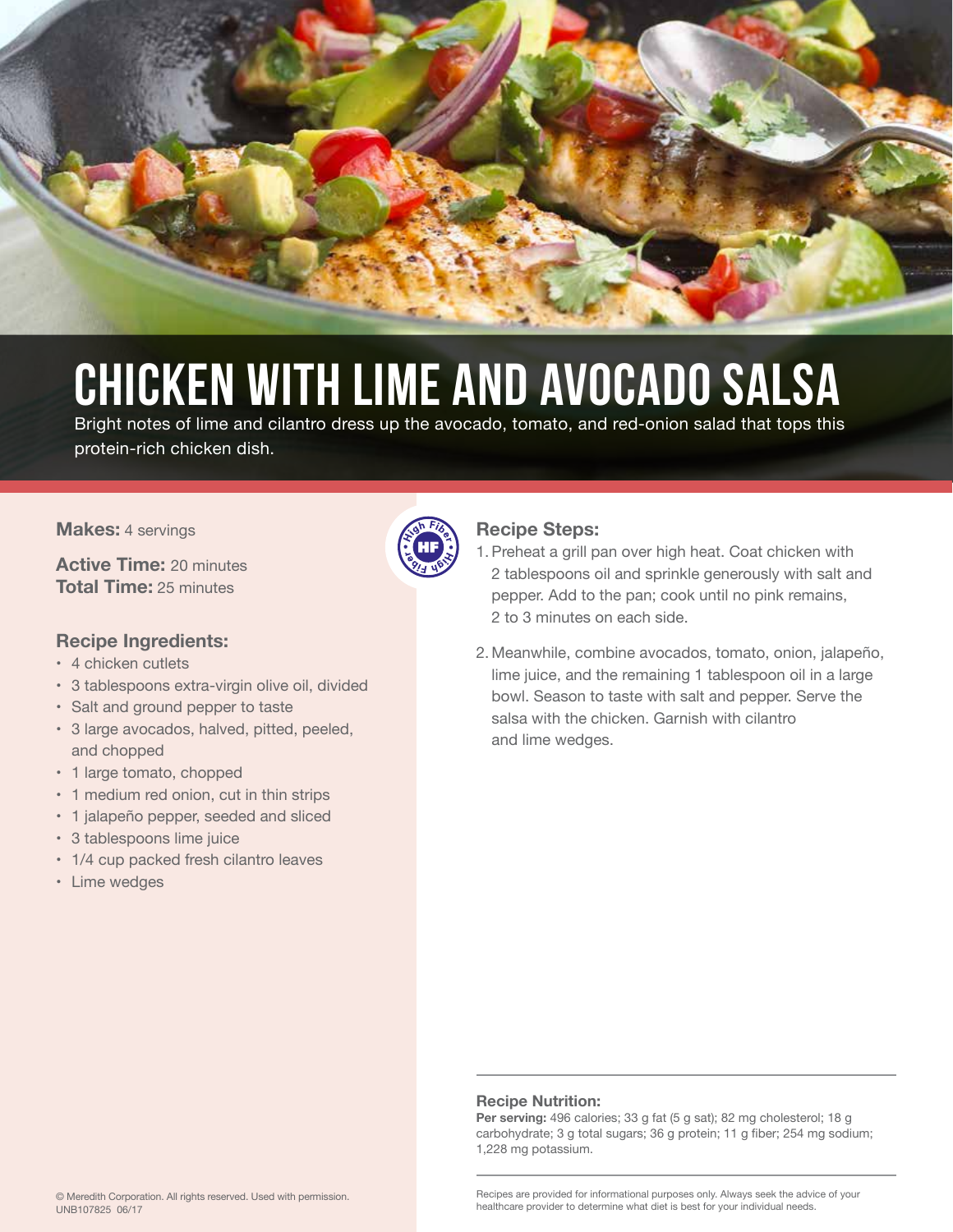# CHICKEN WITH LIME AND AVOCADO SALSA

Bright notes of lime and cilantro dress up the avocado, tomato, and red-onion salad that tops this protein-rich chicken dish.

**Makes:** 4 servings

**Active Time:** 20 minutes
**Total Time:** 25 minutes

High Fiber HF

## Recipe Ingredients:

- 4 chicken cutlets
- 3 tablespoons extra-virgin olive oil, divided
- Salt and ground pepper to taste
- 3 large avocados, halved, pitted, peeled, and chopped
- 1 large tomato, chopped
- 1 medium red onion, cut in thin strips
- 1 jalapeño pepper, seeded and sliced
- 3 tablespoons lime juice
- 1/4 cup packed fresh cilantro leaves
- Lime wedges

## Recipe Steps:

1. Preheat a grill pan over high heat. Coat chicken with 2 tablespoons oil and sprinkle generously with salt and pepper. Add to the pan; cook until no pink remains, 2 to 3 minutes on each side.
2. Meanwhile, combine avocados, tomato, onion, jalapeño, lime juice, and the remaining 1 tablespoon oil in a large bowl. Season to taste with salt and pepper. Serve the salsa with the chicken. Garnish with cilantro and lime wedges.

---

**Recipe Nutrition:**
**Per serving:** 496 calories; 33 g fat (5 g sat); 82 mg cholesterol; 18 g carbohydrate; 3 g total sugars; 36 g protein; 11 g fiber; 254 mg sodium; 1,228 mg potassium.

---

Recipes are provided for informational purposes only. Always seek the advice of your healthcare provider to determine what diet is best for your individual needs.

© Meredith Corporation. All rights reserved. Used with permission.
UNB107825 06/17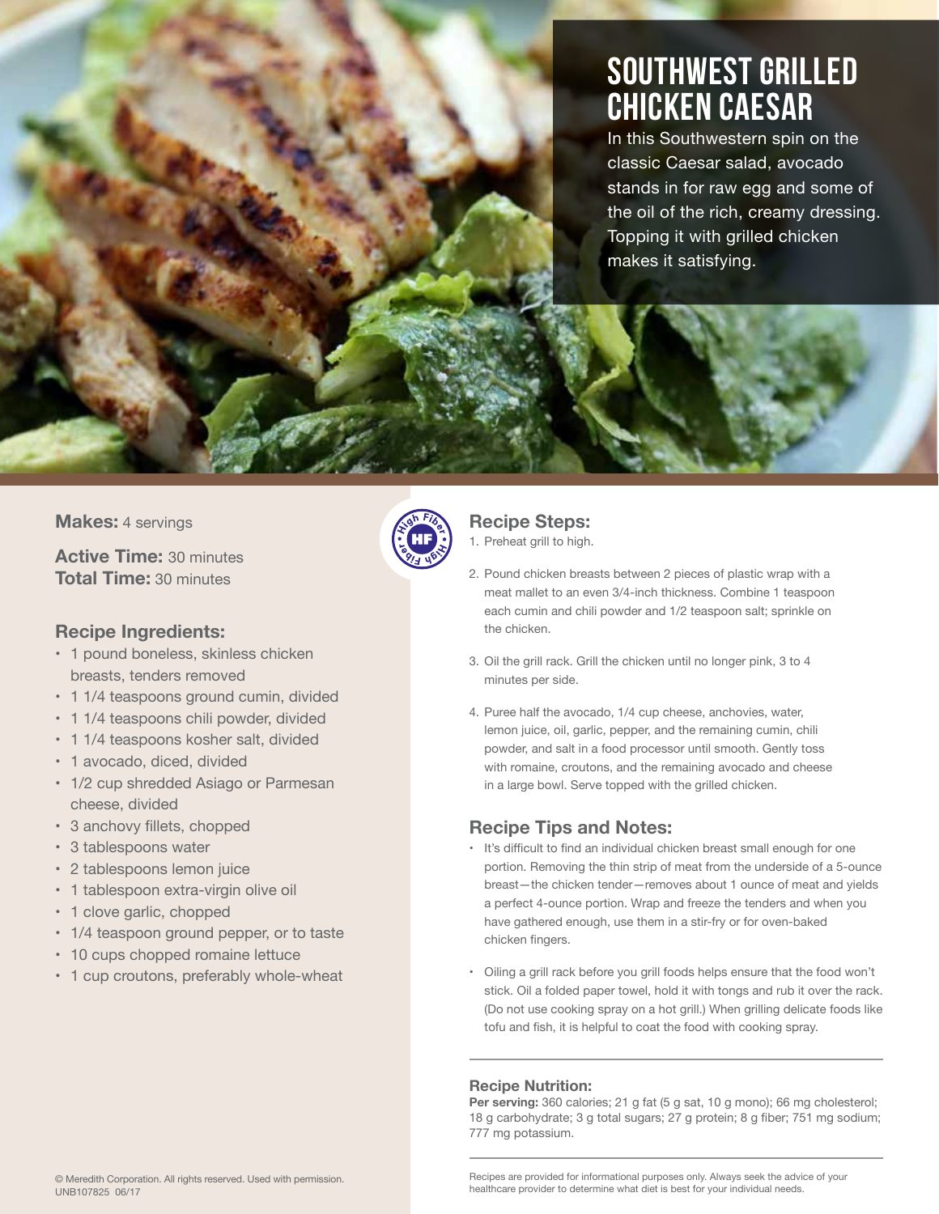# SOUTHWEST GRILLED CHICKEN CAESAR

In this Southwestern spin on the classic Caesar salad, avocado stands in for raw egg and some of the oil of the rich, creamy dressing. Topping it with grilled chicken makes it satisfying.

**Makes:** 4 servings

**Active Time:** 30 minutes
**Total Time:** 30 minutes

High Fiber

## Recipe Ingredients:

- 1 pound boneless, skinless chicken breasts, tenders removed
- 1 1/4 teaspoons ground cumin, divided
- 1 1/4 teaspoons chili powder, divided
- 1 1/4 teaspoons kosher salt, divided
- 1 avocado, diced, divided
- 1/2 cup shredded Asiago or Parmesan cheese, divided
- 3 anchovy fillets, chopped
- 3 tablespoons water
- 2 tablespoons lemon juice
- 1 tablespoon extra-virgin olive oil
- 1 clove garlic, chopped
- 1/4 teaspoon ground pepper, or to taste
- 10 cups chopped romaine lettuce
- 1 cup croutons, preferably whole-wheat

## Recipe Steps:

1. Preheat grill to high.
2. Pound chicken breasts between 2 pieces of plastic wrap with a meat mallet to an even 3/4-inch thickness. Combine 1 teaspoon each cumin and chili powder and 1/2 teaspoon salt; sprinkle on the chicken.
3. Oil the grill rack. Grill the chicken until no longer pink, 3 to 4 minutes per side.
4. Puree half the avocado, 1/4 cup cheese, anchovies, water, lemon juice, oil, garlic, pepper, and the remaining cumin, chili powder, and salt in a food processor until smooth. Gently toss with romaine, croutons, and the remaining avocado and cheese in a large bowl. Serve topped with the grilled chicken.

## Recipe Tips and Notes:

- It's difficult to find an individual chicken breast small enough for one portion. Removing the thin strip of meat from the underside of a 5-ounce breast—the chicken tender—removes about 1 ounce of meat and yields a perfect 4-ounce portion. Wrap and freeze the tenders and when you have gathered enough, use them in a stir-fry or for oven-baked chicken fingers.
- Oiling a grill rack before you grill foods helps ensure that the food won't stick. Oil a folded paper towel, hold it with tongs and rub it over the rack. (Do not use cooking spray on a hot grill.) When grilling delicate foods like tofu and fish, it is helpful to coat the food with cooking spray.

## Recipe Nutrition:

**Per serving:** 360 calories; 21 g fat (5 g sat, 10 g mono); 66 mg cholesterol; 18 g carbohydrate; 3 g total sugars; 27 g protein; 8 g fiber; 751 mg sodium; 777 mg potassium.

© Meredith Corporation. All rights reserved. Used with permission.
UNB107825 06/17

Recipes are provided for informational purposes only. Always seek the advice of your healthcare provider to determine what diet is best for your individual needs.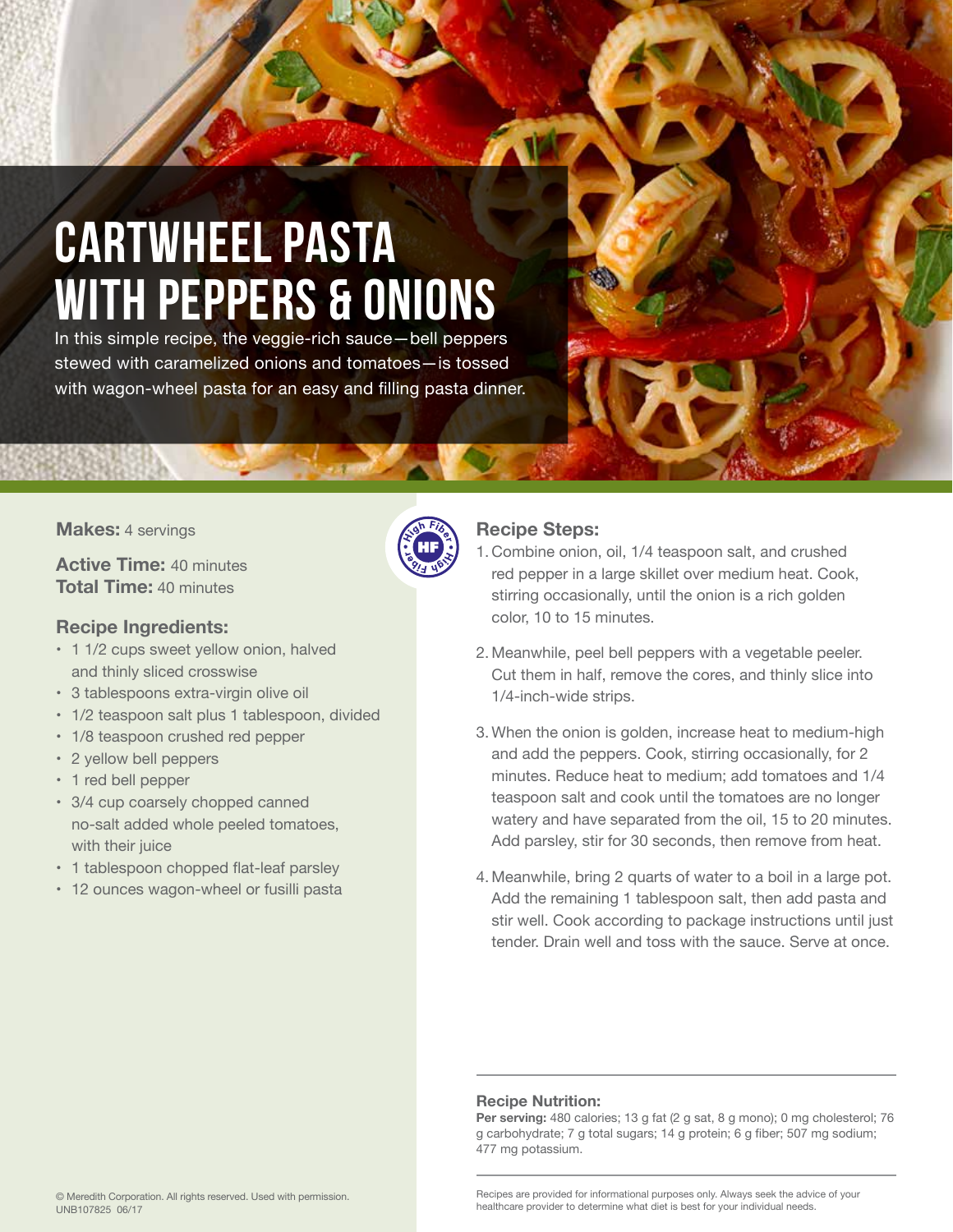# CARTWHEEL PASTA WITH PEPPERS & ONIONS

In this simple recipe, the veggie-rich sauce—bell peppers stewed with caramelized onions and tomatoes—is tossed with wagon-wheel pasta for an easy and filling pasta dinner.

**Makes:** 4 servings

**Active Time:** 40 minutes
**Total Time:** 40 minutes

High Fiber HF

## Recipe Ingredients:

- 1 1/2 cups sweet yellow onion, halved and thinly sliced crosswise
- 3 tablespoons extra-virgin olive oil
- 1/2 teaspoon salt plus 1 tablespoon, divided
- 1/8 teaspoon crushed red pepper
- 2 yellow bell peppers
- 1 red bell pepper
- 3/4 cup coarsely chopped canned no-salt added whole peeled tomatoes, with their juice
- 1 tablespoon chopped flat-leaf parsley
- 12 ounces wagon-wheel or fusilli pasta

## Recipe Steps:

1. Combine onion, oil, 1/4 teaspoon salt, and crushed red pepper in a large skillet over medium heat. Cook, stirring occasionally, until the onion is a rich golden color, 10 to 15 minutes.
2. Meanwhile, peel bell peppers with a vegetable peeler. Cut them in half, remove the cores, and thinly slice into 1/4-inch-wide strips.
3. When the onion is golden, increase heat to medium-high and add the peppers. Cook, stirring occasionally, for 2 minutes. Reduce heat to medium; add tomatoes and 1/4 teaspoon salt and cook until the tomatoes are no longer watery and have separated from the oil, 15 to 20 minutes. Add parsley, stir for 30 seconds, then remove from heat.
4. Meanwhile, bring 2 quarts of water to a boil in a large pot. Add the remaining 1 tablespoon salt, then add pasta and stir well. Cook according to package instructions until just tender. Drain well and toss with the sauce. Serve at once.

**Recipe Nutrition:**
**Per serving:** 480 calories; 13 g fat (2 g sat, 8 g mono); 0 mg cholesterol; 76 g carbohydrate; 7 g total sugars; 14 g protein; 6 g fiber; 507 mg sodium; 477 mg potassium.

© Meredith Corporation. All rights reserved. Used with permission.
UNB107825 06/17

Recipes are provided for informational purposes only. Always seek the advice of your healthcare provider to determine what diet is best for your individual needs.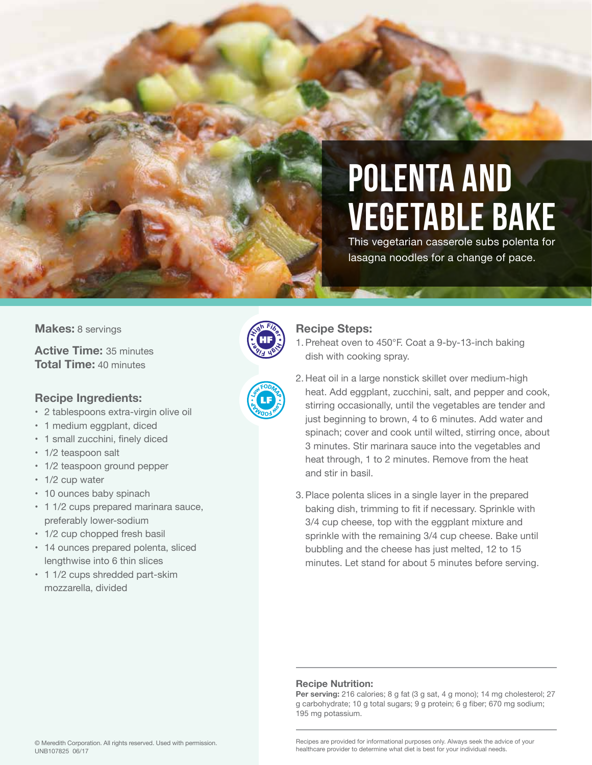# POLENTA AND VEGETABLE BAKE

This vegetarian casserole subs polenta for lasagna noodles for a change of pace.

**Makes:** 8 servings

**Active Time:** 35 minutes
**Total Time:** 40 minutes

High Fiber (HF)
Low FODMAP (LF)

## Recipe Ingredients:

- 2 tablespoons extra-virgin olive oil
- 1 medium eggplant, diced
- 1 small zucchini, finely diced
- 1/2 teaspoon salt
- 1/2 teaspoon ground pepper
- 1/2 cup water
- 10 ounces baby spinach
- 1 1/2 cups prepared marinara sauce, preferably lower-sodium
- 1/2 cup chopped fresh basil
- 14 ounces prepared polenta, sliced lengthwise into 6 thin slices
- 1 1/2 cups shredded part-skim mozzarella, divided

## Recipe Steps:

1. Preheat oven to 450°F. Coat a 9-by-13-inch baking dish with cooking spray.
2. Heat oil in a large nonstick skillet over medium-high heat. Add eggplant, zucchini, salt, and pepper and cook, stirring occasionally, until the vegetables are tender and just beginning to brown, 4 to 6 minutes. Add water and spinach; cover and cook until wilted, stirring once, about 3 minutes. Stir marinara sauce into the vegetables and heat through, 1 to 2 minutes. Remove from the heat and stir in basil.
3. Place polenta slices in a single layer in the prepared baking dish, trimming to fit if necessary. Sprinkle with 3/4 cup cheese, top with the eggplant mixture and sprinkle with the remaining 3/4 cup cheese. Bake until bubbling and the cheese has just melted, 12 to 15 minutes. Let stand for about 5 minutes before serving.

## Recipe Nutrition:

**Per serving:** 216 calories; 8 g fat (3 g sat, 4 g mono); 14 mg cholesterol; 27 g carbohydrate; 10 g total sugars; 9 g protein; 6 g fiber; 670 mg sodium; 195 mg potassium.

Recipes are provided for informational purposes only. Always seek the advice of your healthcare provider to determine what diet is best for your individual needs.

© Meredith Corporation. All rights reserved. Used with permission.
UNB107825 06/17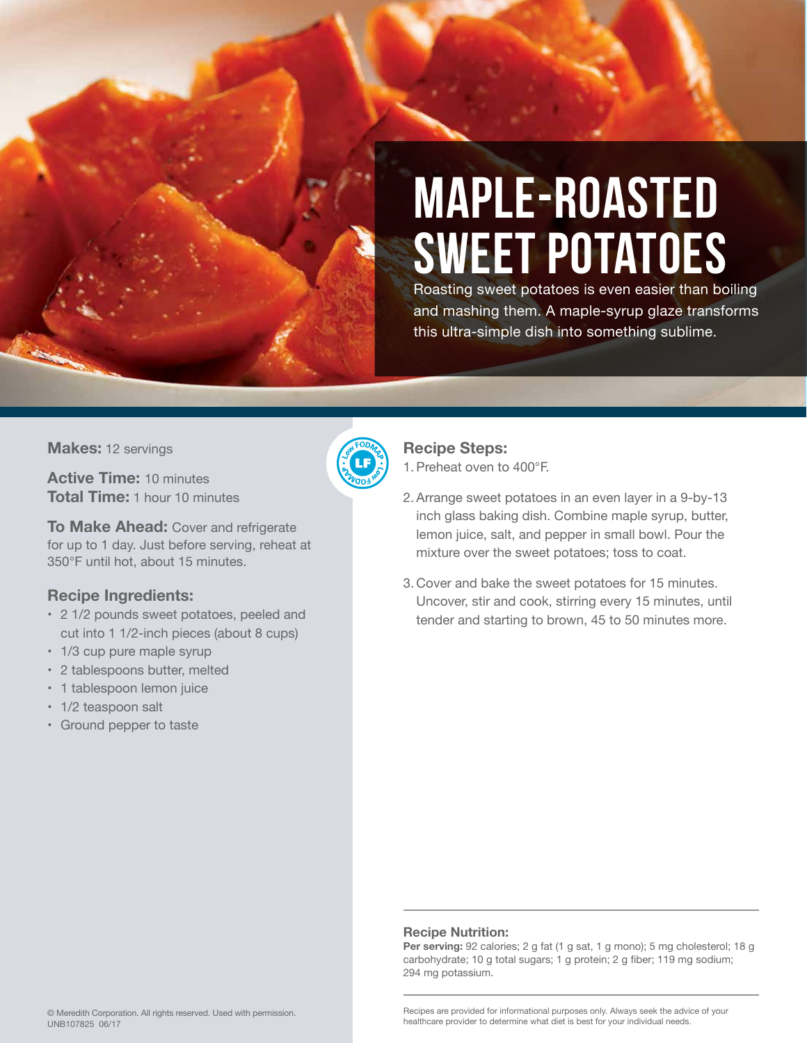# MAPLE-ROASTED SWEET POTATOES

Roasting sweet potatoes is even easier than boiling and mashing them. A maple-syrup glaze transforms this ultra-simple dish into something sublime.

**Makes:** 12 servings

**Active Time:** 10 minutes
**Total Time:** 1 hour 10 minutes

**To Make Ahead:** Cover and refrigerate for up to 1 day. Just before serving, reheat at 350°F until hot, about 15 minutes.

LF Low FODMAP

## Recipe Ingredients:

- 2 1/2 pounds sweet potatoes, peeled and cut into 1 1/2-inch pieces (about 8 cups)
- 1/3 cup pure maple syrup
- 2 tablespoons butter, melted
- 1 tablespoon lemon juice
- 1/2 teaspoon salt
- Ground pepper to taste

## Recipe Steps:

1. Preheat oven to 400°F.
2. Arrange sweet potatoes in an even layer in a 9-by-13 inch glass baking dish. Combine maple syrup, butter, lemon juice, salt, and pepper in small bowl. Pour the mixture over the sweet potatoes; toss to coat.
3. Cover and bake the sweet potatoes for 15 minutes. Uncover, stir and cook, stirring every 15 minutes, until tender and starting to brown, 45 to 50 minutes more.

## Recipe Nutrition:

**Per serving:** 92 calories; 2 g fat (1 g sat, 1 g mono); 5 mg cholesterol; 18 g carbohydrate; 10 g total sugars; 1 g protein; 2 g fiber; 119 mg sodium; 294 mg potassium.

Recipes are provided for informational purposes only. Always seek the advice of your healthcare provider to determine what diet is best for your individual needs.

© Meredith Corporation. All rights reserved. Used with permission.
UNB107825 06/17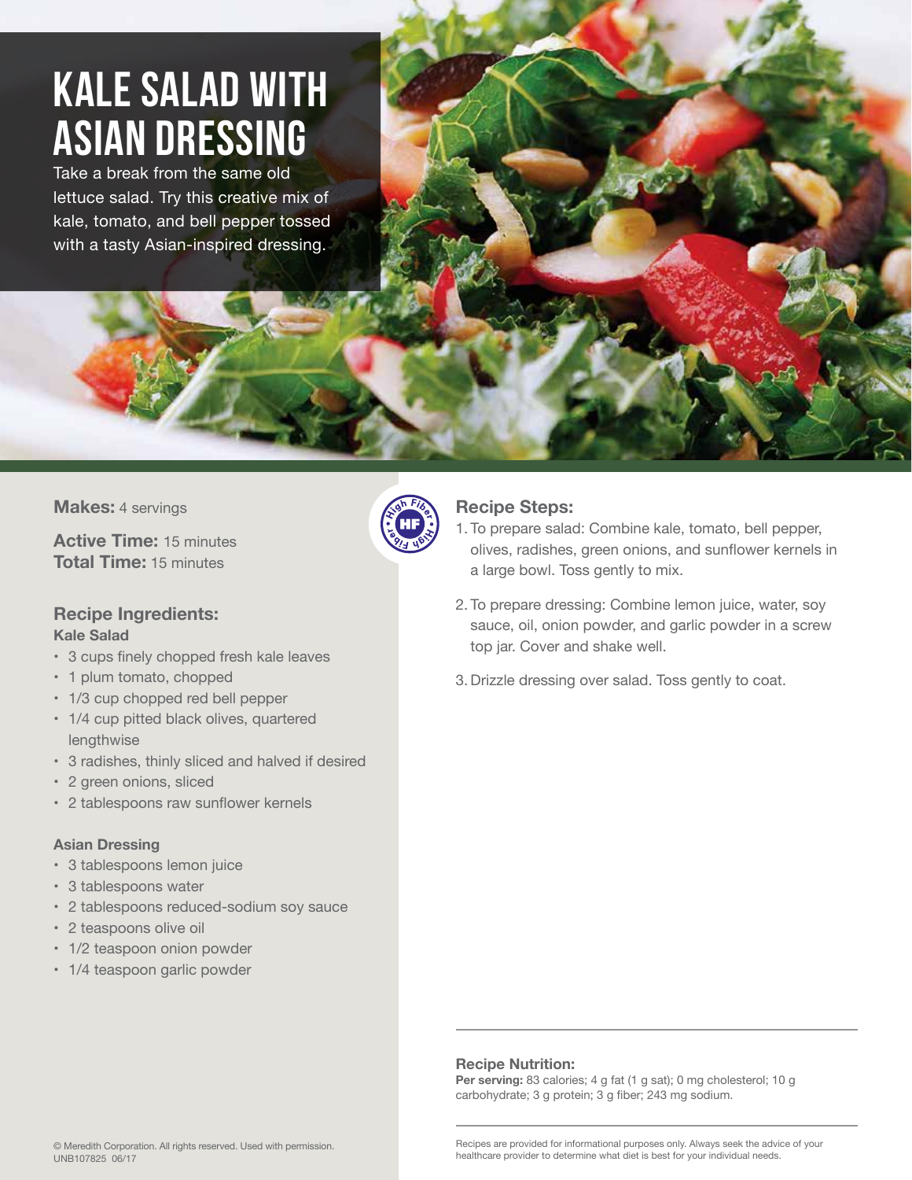# KALE SALAD WITH ASIAN DRESSING

Take a break from the same old lettuce salad. Try this creative mix of kale, tomato, and bell pepper tossed with a tasty Asian-inspired dressing.

**Makes:** 4 servings

**Active Time:** 15 minutes
**Total Time:** 15 minutes

High Fiber HF

## Recipe Ingredients:

### Kale Salad

- 3 cups finely chopped fresh kale leaves
- 1 plum tomato, chopped
- 1/3 cup chopped red bell pepper
- 1/4 cup pitted black olives, quartered lengthwise
- 3 radishes, thinly sliced and halved if desired
- 2 green onions, sliced
- 2 tablespoons raw sunflower kernels

### Asian Dressing

- 3 tablespoons lemon juice
- 3 tablespoons water
- 2 tablespoons reduced-sodium soy sauce
- 2 teaspoons olive oil
- 1/2 teaspoon onion powder
- 1/4 teaspoon garlic powder

## Recipe Steps:

1. To prepare salad: Combine kale, tomato, bell pepper, olives, radishes, green onions, and sunflower kernels in a large bowl. Toss gently to mix.
2. To prepare dressing: Combine lemon juice, water, soy sauce, oil, onion powder, and garlic powder in a screw top jar. Cover and shake well.
3. Drizzle dressing over salad. Toss gently to coat.

## Recipe Nutrition:

**Per serving:** 83 calories; 4 g fat (1 g sat); 0 mg cholesterol; 10 g carbohydrate; 3 g protein; 3 g fiber; 243 mg sodium.

Recipes are provided for informational purposes only. Always seek the advice of your healthcare provider to determine what diet is best for your individual needs.

© Meredith Corporation. All rights reserved. Used with permission.
UNB107825 06/17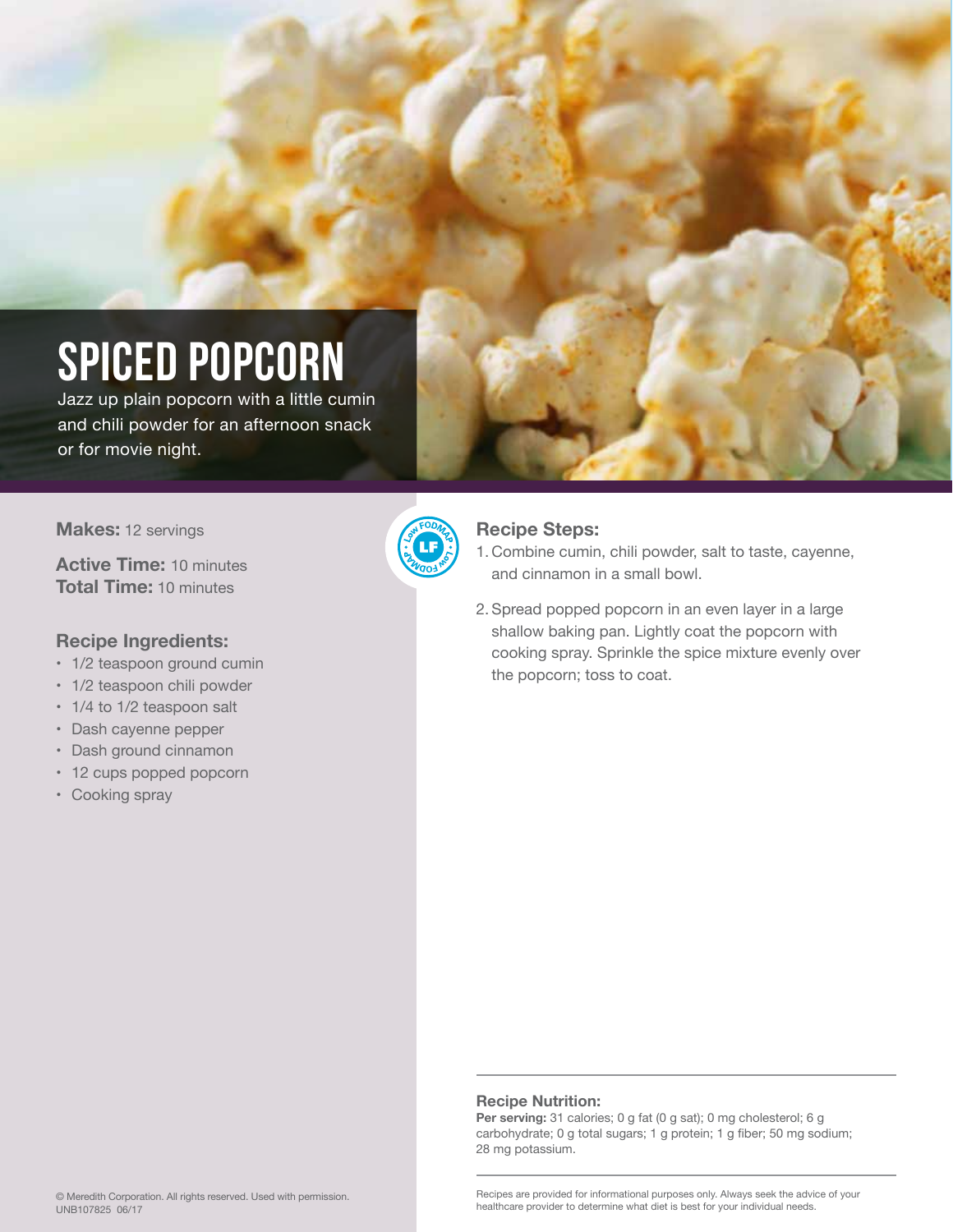# SPICED POPCORN

Jazz up plain popcorn with a little cumin and chili powder for an afternoon snack or for movie night.

**Makes:** 12 servings

**Active Time:** 10 minutes
**Total Time:** 10 minutes

### Recipe Ingredients:

- 1/2 teaspoon ground cumin
- 1/2 teaspoon chili powder
- 1/4 to 1/2 teaspoon salt
- Dash cayenne pepper
- Dash ground cinnamon
- 12 cups popped popcorn
- Cooking spray

Low FODMAP LF

### Recipe Steps:

1. Combine cumin, chili powder, salt to taste, cayenne, and cinnamon in a small bowl.
2. Spread popped popcorn in an even layer in a large shallow baking pan. Lightly coat the popcorn with cooking spray. Sprinkle the spice mixture evenly over the popcorn; toss to coat.

### Recipe Nutrition:

**Per serving:** 31 calories; 0 g fat (0 g sat); 0 mg cholesterol; 6 g carbohydrate; 0 g total sugars; 1 g protein; 1 g fiber; 50 mg sodium; 28 mg potassium.

Recipes are provided for informational purposes only. Always seek the advice of your healthcare provider to determine what diet is best for your individual needs.

© Meredith Corporation. All rights reserved. Used with permission.
UNB107825 06/17